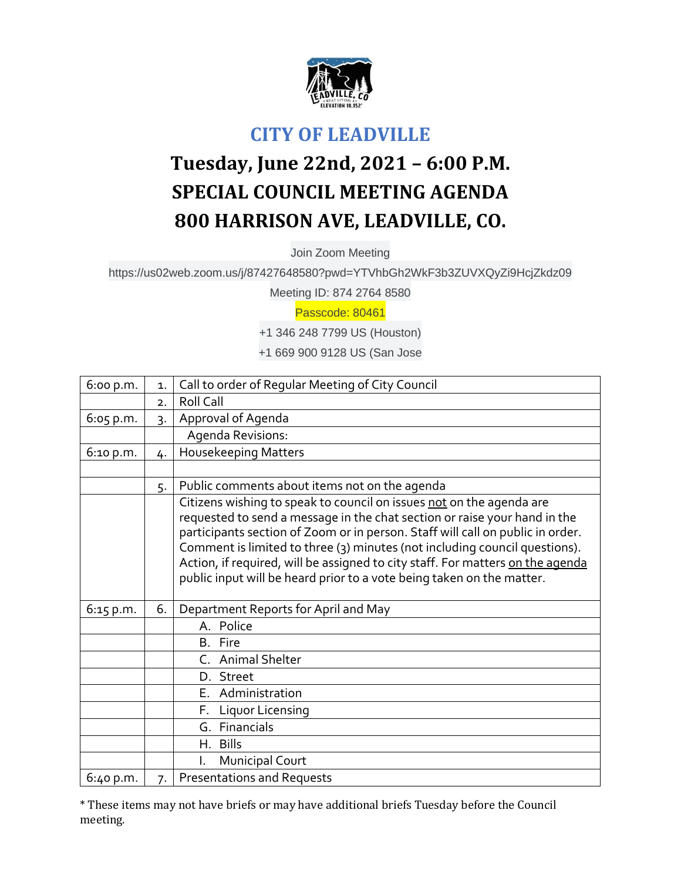# CITY OF LEADVILLE

## Tuesday, June 22nd, 2021 – 6:00 P.M.
## SPECIAL COUNCIL MEETING AGENDA
## 800 HARRISON AVE, LEADVILLE, CO.

Join Zoom Meeting

https://us02web.zoom.us/j/87427648580?pwd=YTVhbGh2WkF3b3ZUVXQyZi9HcjZkdz09

Meeting ID: 874 2764 8580

Passcode: 80461

+1 346 248 7799 US (Houston)

+1 669 900 9128 US (San Jose

| | | |
|---|---|---|
| 6:00 p.m. | 1. | Call to order of Regular Meeting of City Council |
| | 2. | Roll Call |
| 6:05 p.m. | 3. | Approval of Agenda |
| | | Agenda Revisions: |
| 6:10 p.m. | 4. | Housekeeping Matters |
| | | |
| | 5. | Public comments about items not on the agenda |
| | | Citizens wishing to speak to council on issues not on the agenda are requested to send a message in the chat section or raise your hand in the participants section of Zoom or in person. Staff will call on public in order. Comment is limited to three (3) minutes (not including council questions). Action, if required, will be assigned to city staff. For matters on the agenda public input will be heard prior to a vote being taken on the matter. |
| 6:15 p.m. | 6. | Department Reports for April and May |
| | | A. Police |
| | | B. Fire |
| | | C. Animal Shelter |
| | | D. Street |
| | | E. Administration |
| | | F. Liquor Licensing |
| | | G. Financials |
| | | H. Bills |
| | | I. Municipal Court |
| 6:40 p.m. | 7. | Presentations and Requests |

* These items may not have briefs or may have additional briefs Tuesday before the Council meeting.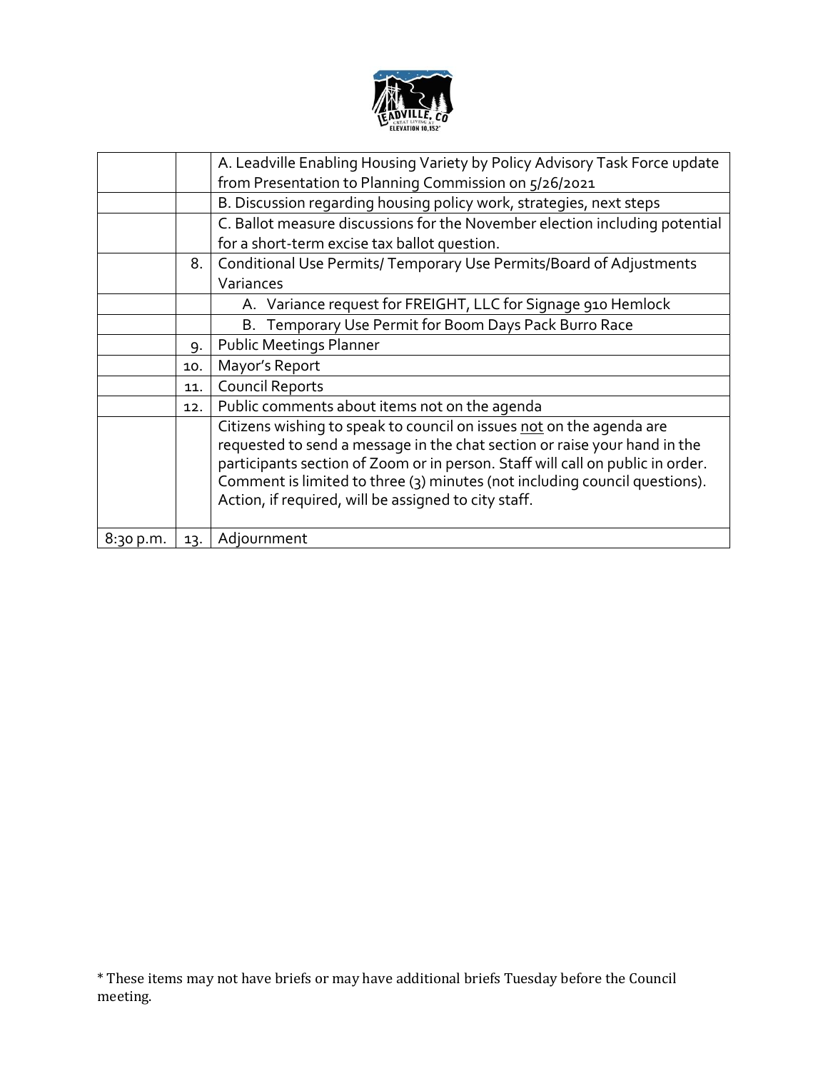| | | |
|---|---|---|
| | | A. Leadville Enabling Housing Variety by Policy Advisory Task Force update from Presentation to Planning Commission on 5/26/2021 |
| | | B. Discussion regarding housing policy work, strategies, next steps |
| | | C. Ballot measure discussions for the November election including potential for a short-term excise tax ballot question. |
| | 8. | Conditional Use Permits/ Temporary Use Permits/Board of Adjustments Variances |
| | | A. Variance request for FREIGHT, LLC for Signage 910 Hemlock |
| | | B. Temporary Use Permit for Boom Days Pack Burro Race |
| | 9. | Public Meetings Planner |
| | 10. | Mayor's Report |
| | 11. | Council Reports |
| | 12. | Public comments about items not on the agenda |
| | | Citizens wishing to speak to council on issues not on the agenda are requested to send a message in the chat section or raise your hand in the participants section of Zoom or in person. Staff will call on public in order. Comment is limited to three (3) minutes (not including council questions). Action, if required, will be assigned to city staff. |
| 8:30 p.m. | 13. | Adjournment |

* These items may not have briefs or may have additional briefs Tuesday before the Council meeting.